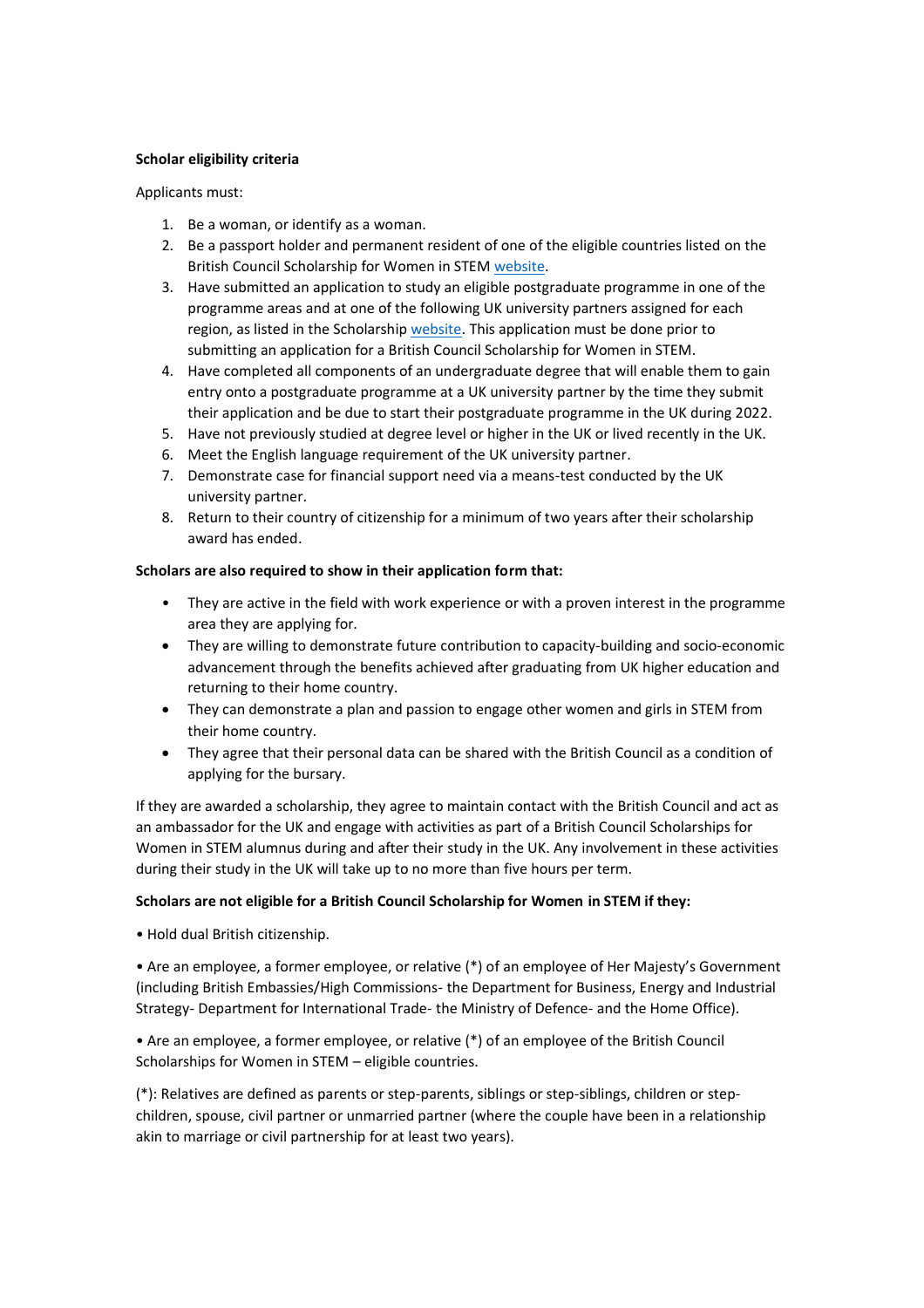**Scholar eligibility criteria**

Applicants must:

1. Be a woman, or identify as a woman.
2. Be a passport holder and permanent resident of one of the eligible countries listed on the British Council Scholarship for Women in STEM website.
3. Have submitted an application to study an eligible postgraduate programme in one of the programme areas and at one of the following UK university partners assigned for each region, as listed in the Scholarship website. This application must be done prior to submitting an application for a British Council Scholarship for Women in STEM.
4. Have completed all components of an undergraduate degree that will enable them to gain entry onto a postgraduate programme at a UK university partner by the time they submit their application and be due to start their postgraduate programme in the UK during 2022.
5. Have not previously studied at degree level or higher in the UK or lived recently in the UK.
6. Meet the English language requirement of the UK university partner.
7. Demonstrate case for financial support need via a means-test conducted by the UK university partner.
8. Return to their country of citizenship for a minimum of two years after their scholarship award has ended.

**Scholars are also required to show in their application form that:**

- They are active in the field with work experience or with a proven interest in the programme area they are applying for.
- They are willing to demonstrate future contribution to capacity-building and socio-economic advancement through the benefits achieved after graduating from UK higher education and returning to their home country.
- They can demonstrate a plan and passion to engage other women and girls in STEM from their home country.
- They agree that their personal data can be shared with the British Council as a condition of applying for the bursary.

If they are awarded a scholarship, they agree to maintain contact with the British Council and act as an ambassador for the UK and engage with activities as part of a British Council Scholarships for Women in STEM alumnus during and after their study in the UK. Any involvement in these activities during their study in the UK will take up to no more than five hours per term.

**Scholars are not eligible for a British Council Scholarship for Women in STEM if they:**

• Hold dual British citizenship.

• Are an employee, a former employee, or relative (*) of an employee of Her Majesty's Government (including British Embassies/High Commissions- the Department for Business, Energy and Industrial Strategy- Department for International Trade- the Ministry of Defence- and the Home Office).

• Are an employee, a former employee, or relative (*) of an employee of the British Council Scholarships for Women in STEM – eligible countries.

(*): Relatives are defined as parents or step-parents, siblings or step-siblings, children or step-children, spouse, civil partner or unmarried partner (where the couple have been in a relationship akin to marriage or civil partnership for at least two years).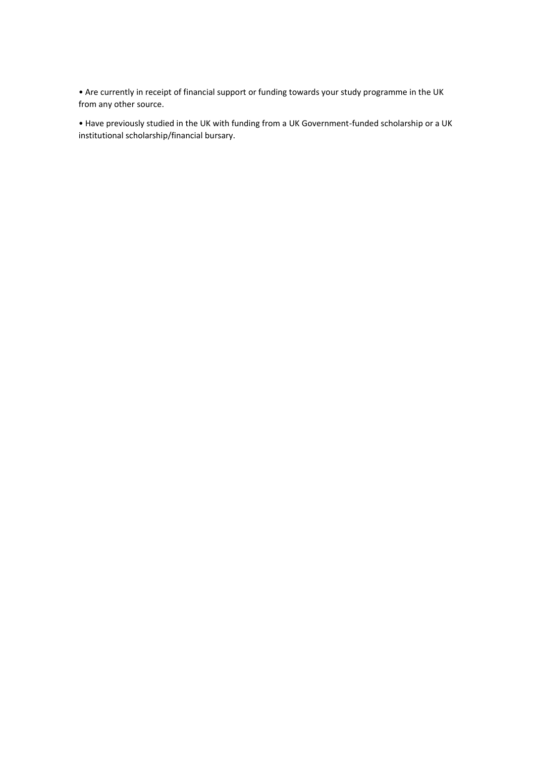- Are currently in receipt of financial support or funding towards your study programme in the UK from any other source.

- Have previously studied in the UK with funding from a UK Government-funded scholarship or a UK institutional scholarship/financial bursary.